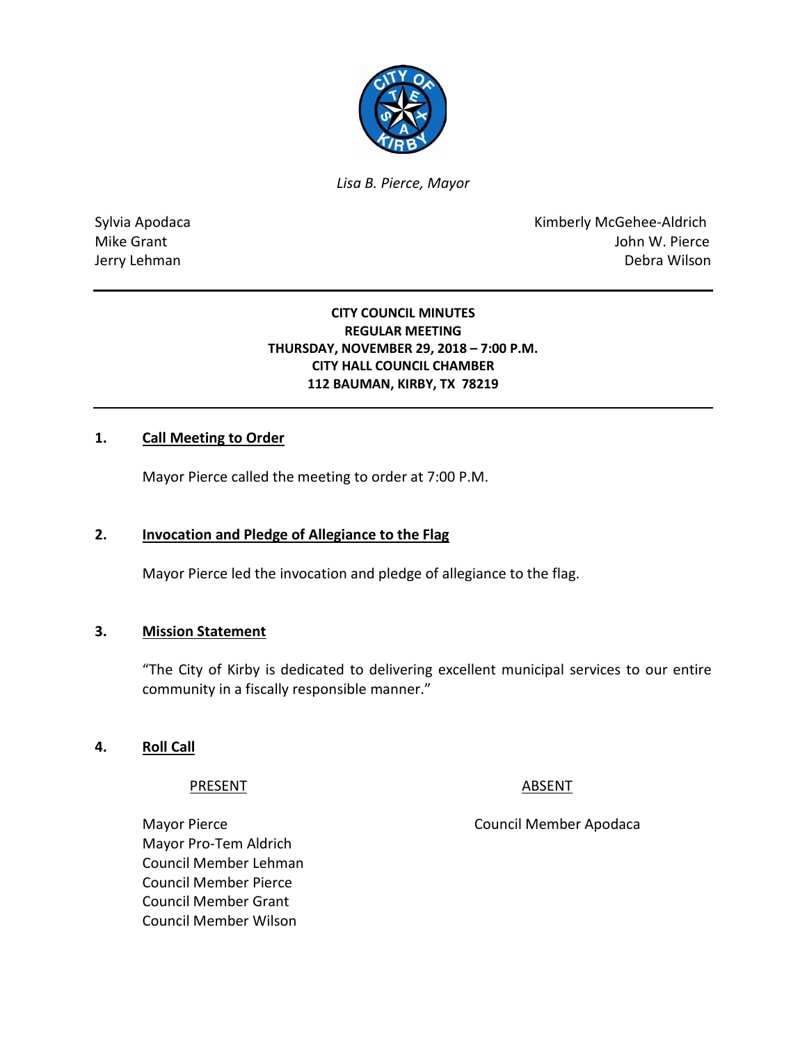*Lisa B. Pierce, Mayor*

Sylvia Apodaca
Mike Grant
Jerry Lehman

Kimberly McGehee-Aldrich
John W. Pierce
Debra Wilson

**CITY COUNCIL MINUTES**
**REGULAR MEETING**
**THURSDAY, NOVEMBER 29, 2018 – 7:00 P.M.**
**CITY HALL COUNCIL CHAMBER**
**112 BAUMAN, KIRBY, TX 78219**

## 1. Call Meeting to Order

Mayor Pierce called the meeting to order at 7:00 P.M.

## 2. Invocation and Pledge of Allegiance to the Flag

Mayor Pierce led the invocation and pledge of allegiance to the flag.

## 3. Mission Statement

"The City of Kirby is dedicated to delivering excellent municipal services to our entire community in a fiscally responsible manner."

## 4. Roll Call

| PRESENT | ABSENT |
|---|---|
| Mayor Pierce | Council Member Apodaca |
| Mayor Pro-Tem Aldrich | |
| Council Member Lehman | |
| Council Member Pierce | |
| Council Member Grant | |
| Council Member Wilson | |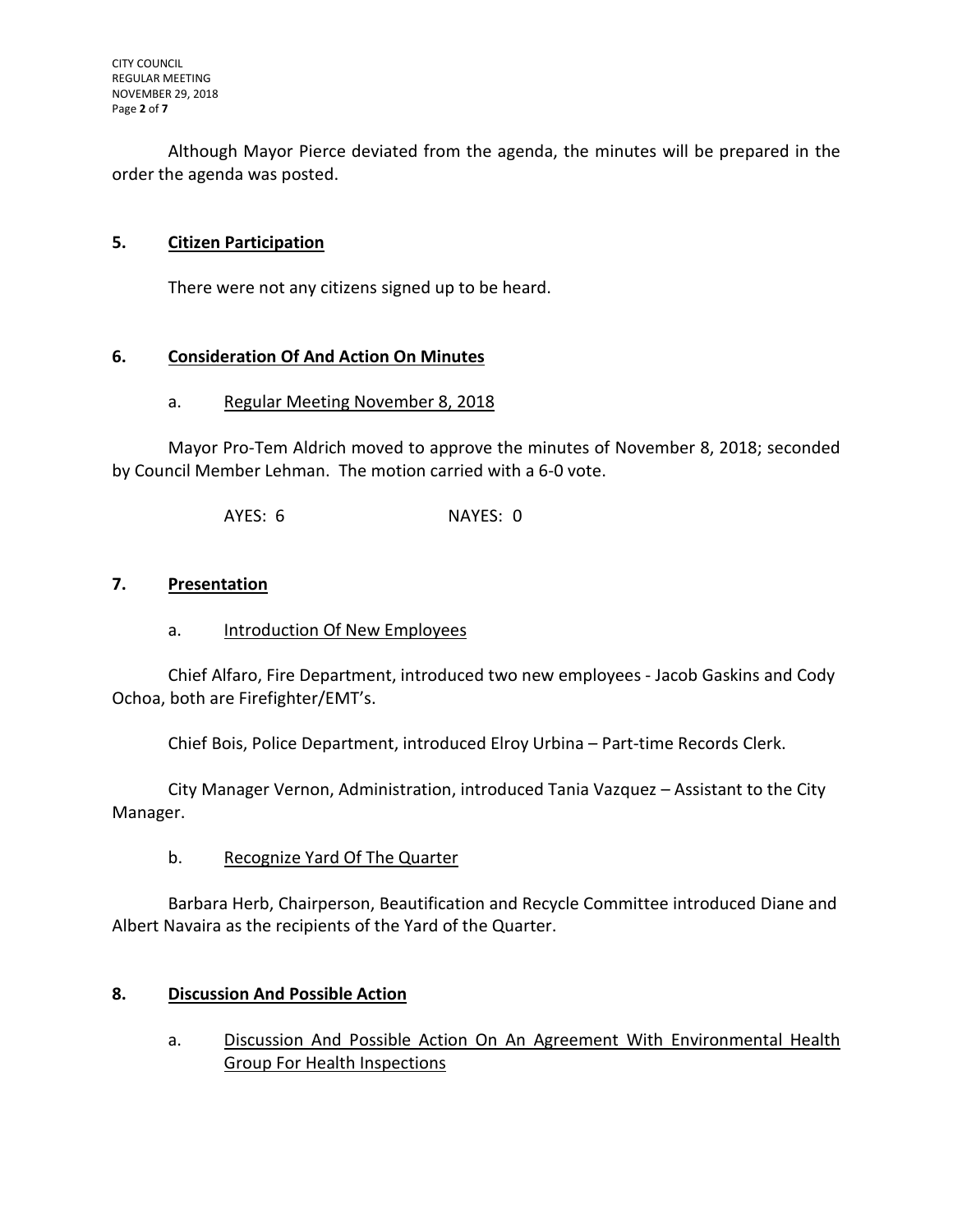Although Mayor Pierce deviated from the agenda, the minutes will be prepared in the order the agenda was posted.

## 5. Citizen Participation

There were not any citizens signed up to be heard.

## 6. Consideration Of And Action On Minutes

### a. Regular Meeting November 8, 2018

Mayor Pro-Tem Aldrich moved to approve the minutes of November 8, 2018; seconded by Council Member Lehman. The motion carried with a 6-0 vote.

AYES: 6 NAYES: 0

## 7. Presentation

### a. Introduction Of New Employees

Chief Alfaro, Fire Department, introduced two new employees - Jacob Gaskins and Cody Ochoa, both are Firefighter/EMT's.

Chief Bois, Police Department, introduced Elroy Urbina – Part-time Records Clerk.

City Manager Vernon, Administration, introduced Tania Vazquez – Assistant to the City Manager.

### b. Recognize Yard Of The Quarter

Barbara Herb, Chairperson, Beautification and Recycle Committee introduced Diane and Albert Navaira as the recipients of the Yard of the Quarter.

## 8. Discussion And Possible Action

### a. Discussion And Possible Action On An Agreement With Environmental Health Group For Health Inspections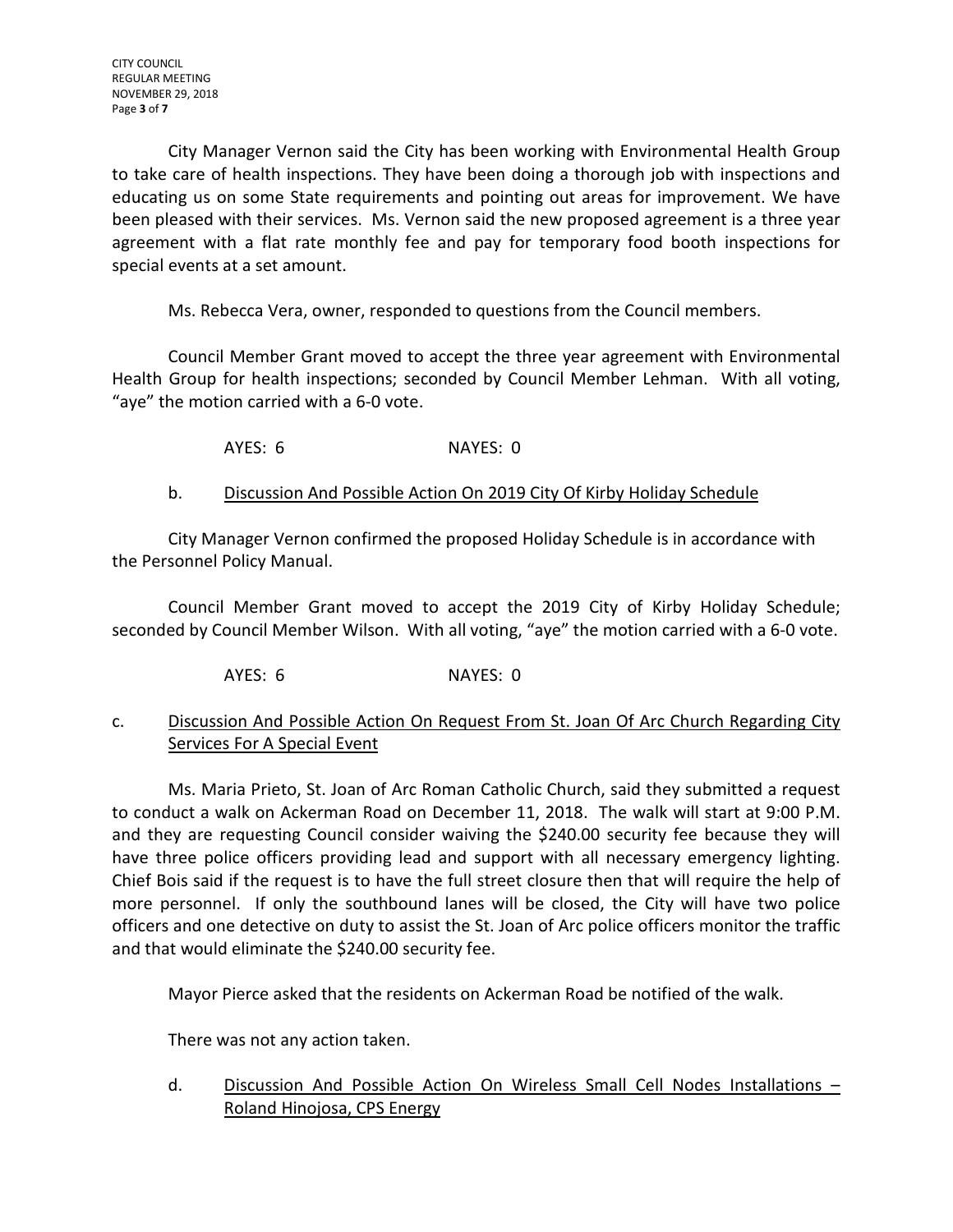City Manager Vernon said the City has been working with Environmental Health Group to take care of health inspections. They have been doing a thorough job with inspections and educating us on some State requirements and pointing out areas for improvement. We have been pleased with their services. Ms. Vernon said the new proposed agreement is a three year agreement with a flat rate monthly fee and pay for temporary food booth inspections for special events at a set amount.

Ms. Rebecca Vera, owner, responded to questions from the Council members.

Council Member Grant moved to accept the three year agreement with Environmental Health Group for health inspections; seconded by Council Member Lehman. With all voting, "aye" the motion carried with a 6-0 vote.

AYES: 6 NAYES: 0

b. Discussion And Possible Action On 2019 City Of Kirby Holiday Schedule

City Manager Vernon confirmed the proposed Holiday Schedule is in accordance with the Personnel Policy Manual.

Council Member Grant moved to accept the 2019 City of Kirby Holiday Schedule; seconded by Council Member Wilson. With all voting, "aye" the motion carried with a 6-0 vote.

AYES: 6 NAYES: 0

c. Discussion And Possible Action On Request From St. Joan Of Arc Church Regarding City Services For A Special Event

Ms. Maria Prieto, St. Joan of Arc Roman Catholic Church, said they submitted a request to conduct a walk on Ackerman Road on December 11, 2018. The walk will start at 9:00 P.M. and they are requesting Council consider waiving the $240.00 security fee because they will have three police officers providing lead and support with all necessary emergency lighting. Chief Bois said if the request is to have the full street closure then that will require the help of more personnel. If only the southbound lanes will be closed, the City will have two police officers and one detective on duty to assist the St. Joan of Arc police officers monitor the traffic and that would eliminate the $240.00 security fee.

Mayor Pierce asked that the residents on Ackerman Road be notified of the walk.

There was not any action taken.

d. Discussion And Possible Action On Wireless Small Cell Nodes Installations – Roland Hinojosa, CPS Energy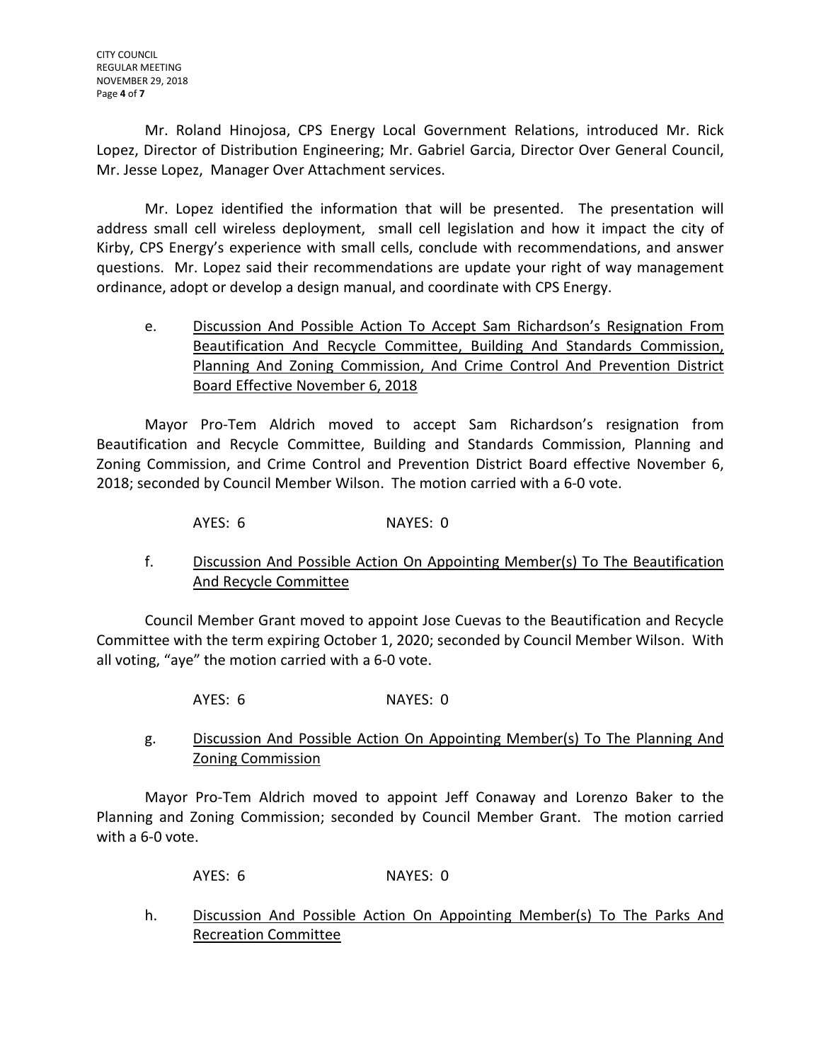Mr. Roland Hinojosa, CPS Energy Local Government Relations, introduced Mr. Rick Lopez, Director of Distribution Engineering; Mr. Gabriel Garcia, Director Over General Council, Mr. Jesse Lopez, Manager Over Attachment services.

Mr. Lopez identified the information that will be presented. The presentation will address small cell wireless deployment, small cell legislation and how it impact the city of Kirby, CPS Energy's experience with small cells, conclude with recommendations, and answer questions. Mr. Lopez said their recommendations are update your right of way management ordinance, adopt or develop a design manual, and coordinate with CPS Energy.

e. <u>Discussion And Possible Action To Accept Sam Richardson's Resignation From Beautification And Recycle Committee, Building And Standards Commission, Planning And Zoning Commission, And Crime Control And Prevention District Board Effective November 6, 2018</u>

Mayor Pro-Tem Aldrich moved to accept Sam Richardson's resignation from Beautification and Recycle Committee, Building and Standards Commission, Planning and Zoning Commission, and Crime Control and Prevention District Board effective November 6, 2018; seconded by Council Member Wilson. The motion carried with a 6-0 vote.

AYES: 6 NAYES: 0

f. <u>Discussion And Possible Action On Appointing Member(s) To The Beautification And Recycle Committee</u>

Council Member Grant moved to appoint Jose Cuevas to the Beautification and Recycle Committee with the term expiring October 1, 2020; seconded by Council Member Wilson. With all voting, "aye" the motion carried with a 6-0 vote.

AYES: 6 NAYES: 0

g. <u>Discussion And Possible Action On Appointing Member(s) To The Planning And Zoning Commission</u>

Mayor Pro-Tem Aldrich moved to appoint Jeff Conaway and Lorenzo Baker to the Planning and Zoning Commission; seconded by Council Member Grant. The motion carried with a 6-0 vote.

AYES: 6 NAYES: 0

h. <u>Discussion And Possible Action On Appointing Member(s) To The Parks And Recreation Committee</u>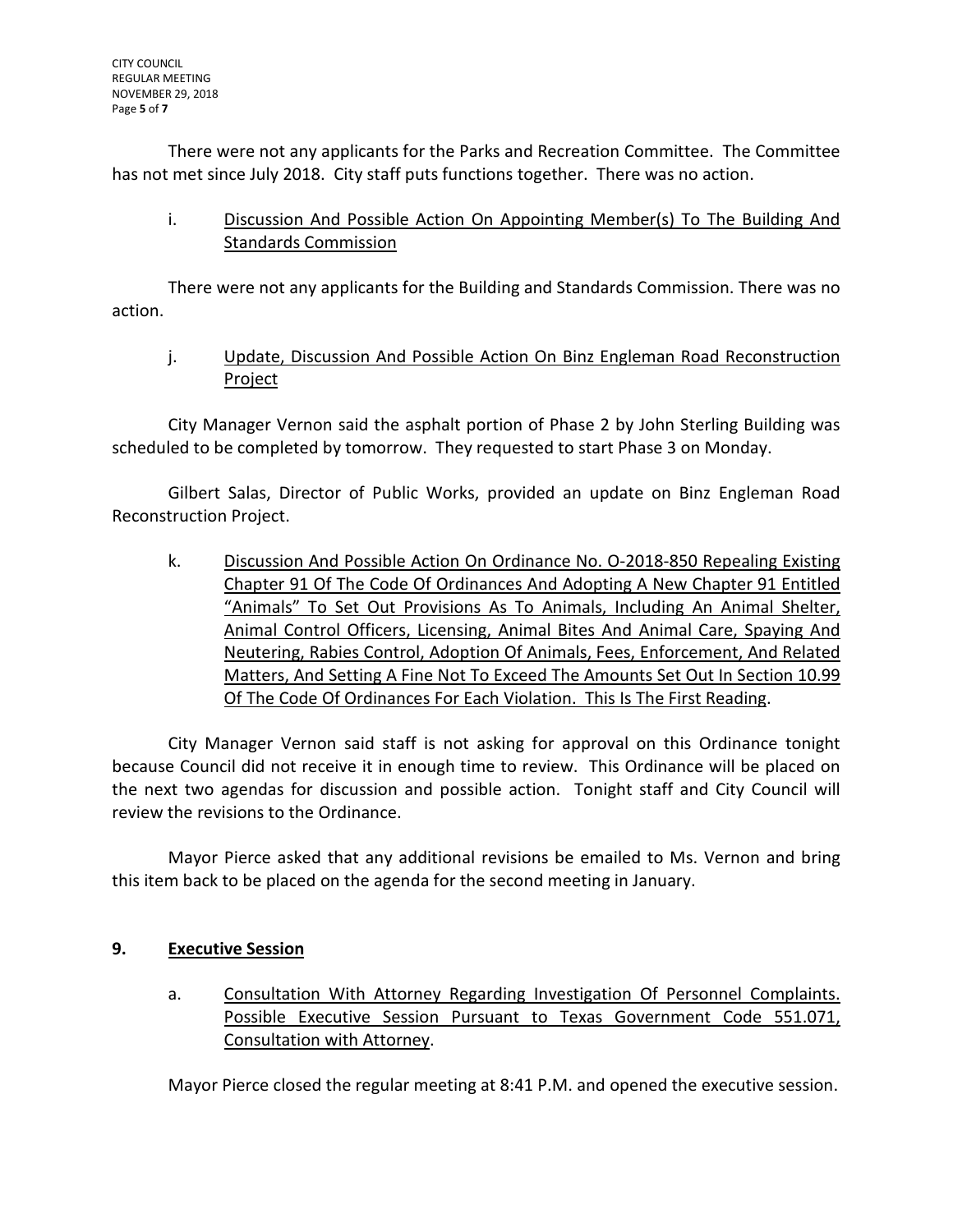There were not any applicants for the Parks and Recreation Committee. The Committee has not met since July 2018. City staff puts functions together. There was no action.

i. Discussion And Possible Action On Appointing Member(s) To The Building And Standards Commission

There were not any applicants for the Building and Standards Commission. There was no action.

j. Update, Discussion And Possible Action On Binz Engleman Road Reconstruction Project

City Manager Vernon said the asphalt portion of Phase 2 by John Sterling Building was scheduled to be completed by tomorrow. They requested to start Phase 3 on Monday.

Gilbert Salas, Director of Public Works, provided an update on Binz Engleman Road Reconstruction Project.

k. Discussion And Possible Action On Ordinance No. O-2018-850 Repealing Existing Chapter 91 Of The Code Of Ordinances And Adopting A New Chapter 91 Entitled "Animals" To Set Out Provisions As To Animals, Including An Animal Shelter, Animal Control Officers, Licensing, Animal Bites And Animal Care, Spaying And Neutering, Rabies Control, Adoption Of Animals, Fees, Enforcement, And Related Matters, And Setting A Fine Not To Exceed The Amounts Set Out In Section 10.99 Of The Code Of Ordinances For Each Violation. This Is The First Reading.

City Manager Vernon said staff is not asking for approval on this Ordinance tonight because Council did not receive it in enough time to review. This Ordinance will be placed on the next two agendas for discussion and possible action. Tonight staff and City Council will review the revisions to the Ordinance.

Mayor Pierce asked that any additional revisions be emailed to Ms. Vernon and bring this item back to be placed on the agenda for the second meeting in January.

## 9. Executive Session

a. Consultation With Attorney Regarding Investigation Of Personnel Complaints. Possible Executive Session Pursuant to Texas Government Code 551.071, Consultation with Attorney.

Mayor Pierce closed the regular meeting at 8:41 P.M. and opened the executive session.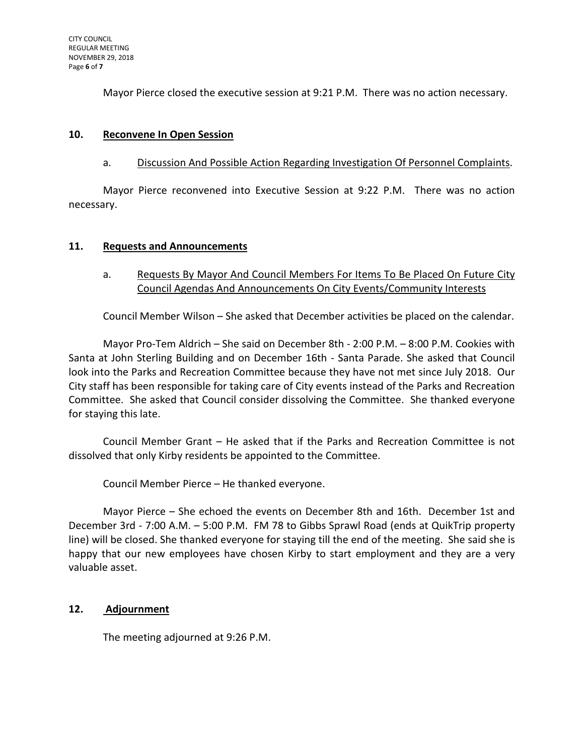Mayor Pierce closed the executive session at 9:21 P.M. There was no action necessary.

## 10. Reconvene In Open Session

a. Discussion And Possible Action Regarding Investigation Of Personnel Complaints.

Mayor Pierce reconvened into Executive Session at 9:22 P.M. There was no action necessary.

## 11. Requests and Announcements

a. Requests By Mayor And Council Members For Items To Be Placed On Future City Council Agendas And Announcements On City Events/Community Interests

Council Member Wilson – She asked that December activities be placed on the calendar.

Mayor Pro-Tem Aldrich – She said on December 8th - 2:00 P.M. – 8:00 P.M. Cookies with Santa at John Sterling Building and on December 16th - Santa Parade. She asked that Council look into the Parks and Recreation Committee because they have not met since July 2018. Our City staff has been responsible for taking care of City events instead of the Parks and Recreation Committee. She asked that Council consider dissolving the Committee. She thanked everyone for staying this late.

Council Member Grant – He asked that if the Parks and Recreation Committee is not dissolved that only Kirby residents be appointed to the Committee.

Council Member Pierce – He thanked everyone.

Mayor Pierce – She echoed the events on December 8th and 16th. December 1st and December 3rd - 7:00 A.M. – 5:00 P.M. FM 78 to Gibbs Sprawl Road (ends at QuikTrip property line) will be closed. She thanked everyone for staying till the end of the meeting. She said she is happy that our new employees have chosen Kirby to start employment and they are a very valuable asset.

## 12. Adjournment

The meeting adjourned at 9:26 P.M.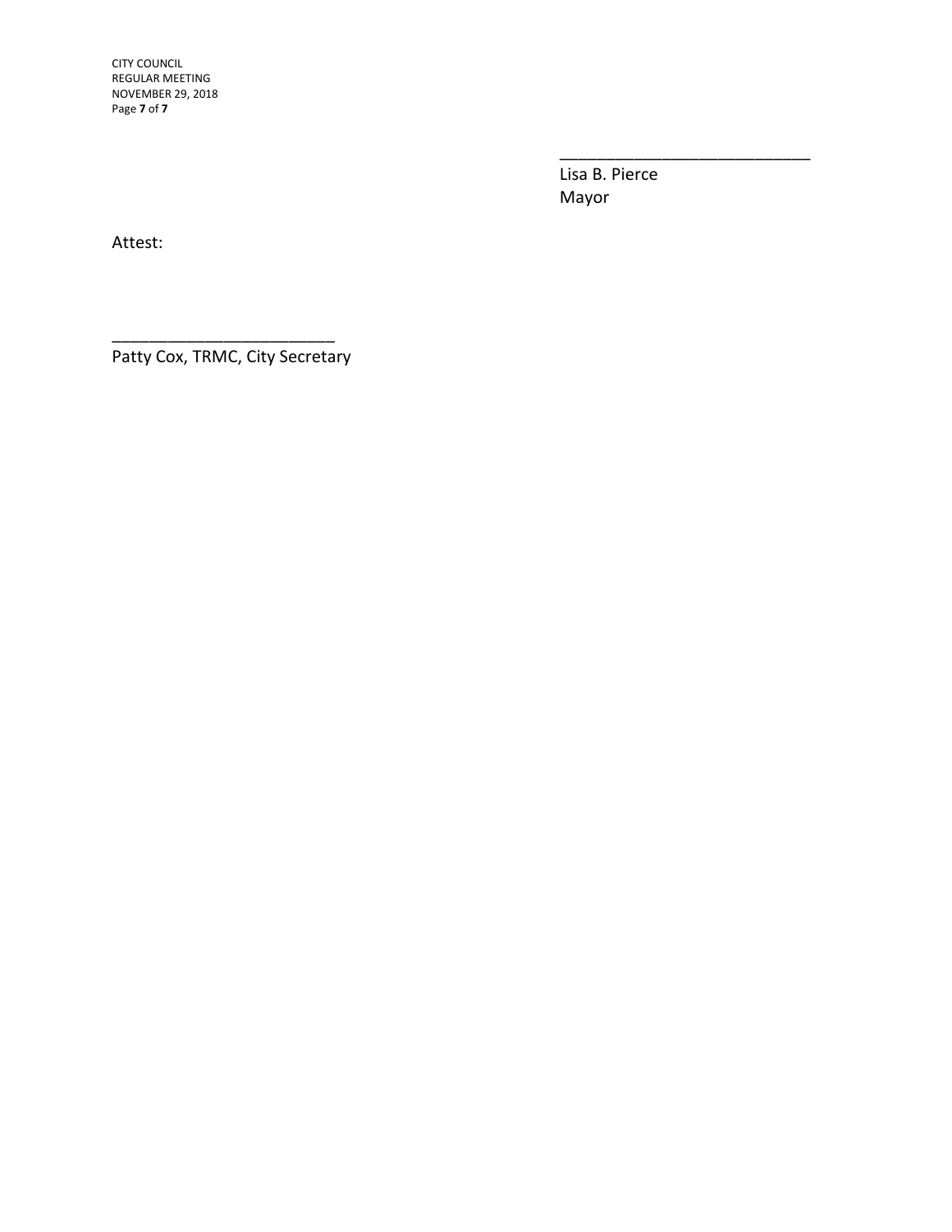\_\_\_\_\_\_\_\_\_\_\_\_\_\_\_\_\_\_\_\_\_\_\_\_\_\_\_\_

Lisa B. Pierce
Mayor

Attest:

\_\_\_\_\_\_\_\_\_\_\_\_\_\_\_\_\_\_\_\_\_\_\_\_\_

Patty Cox, TRMC, City Secretary